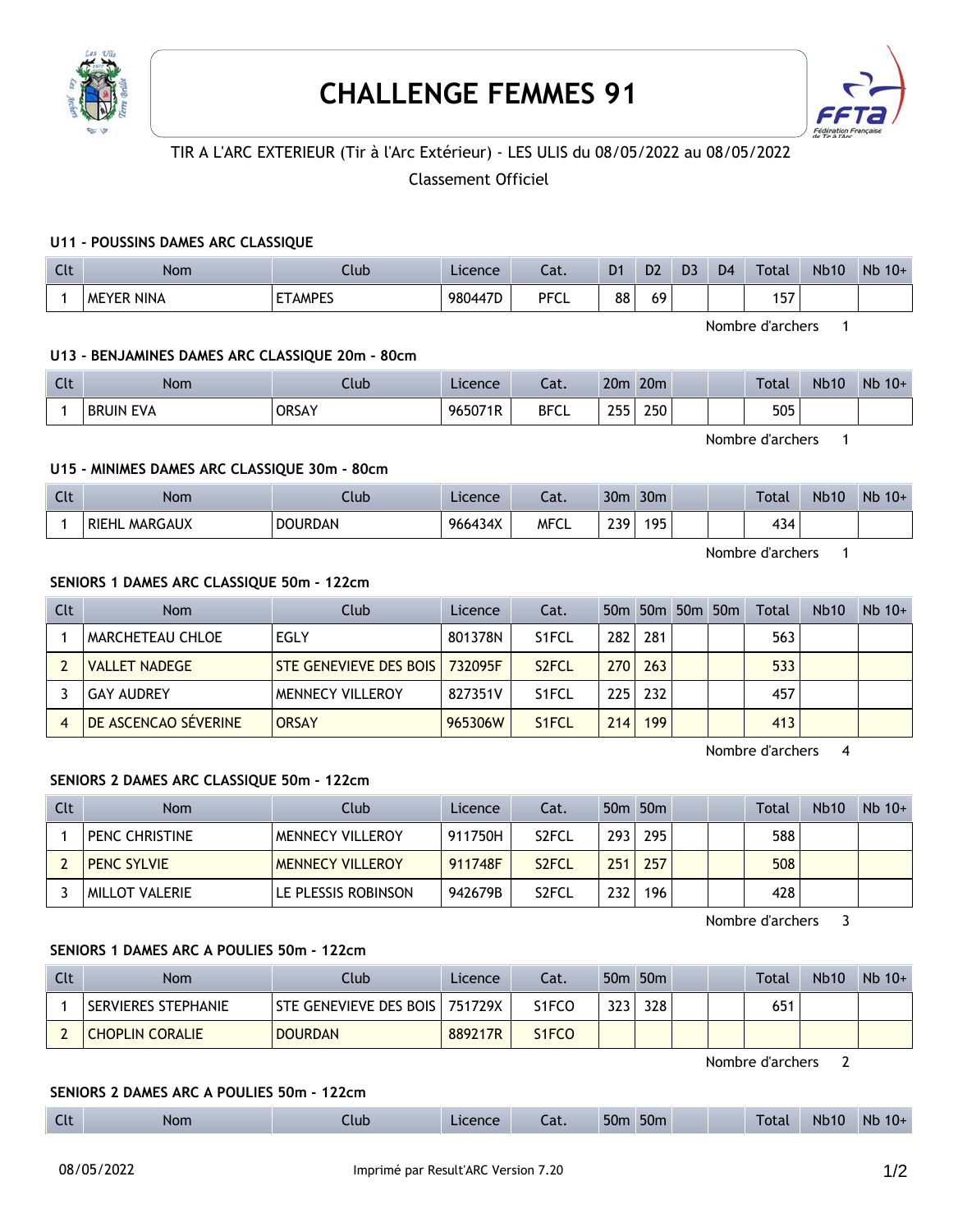# CHALLENGE FEMMES 91

TIR A L'ARC EXTERIEUR (Tir à l'Arc Extérieur) - LES ULIS du 08/05/2022 au 08/05/2022

Classement Officiel

### U11 - POUSSINS DAMES ARC CLASSIQUE

| Clt | Nom | Club | Licence | Cat. | D1 | D2 | D3 | D4 | Total | Nb10 | Nb 10+ |
|---|---|---|---|---|---|---|---|---|---|---|---|
| 1 | MEYER NINA | ETAMPES | 980447D | PFCL | 88 | 69 | | | 157 | | |

Nombre d'archers 1

### U13 - BENJAMINES DAMES ARC CLASSIQUE 20m - 80cm

| Clt | Nom | Club | Licence | Cat. | 20m | 20m | | | Total | Nb10 | Nb 10+ |
|---|---|---|---|---|---|---|---|---|---|---|---|
| 1 | BRUIN EVA | ORSAY | 965071R | BFCL | 255 | 250 | | | 505 | | |

Nombre d'archers 1

### U15 - MINIMES DAMES ARC CLASSIQUE 30m - 80cm

| Clt | Nom | Club | Licence | Cat. | 30m | 30m | | | Total | Nb10 | Nb 10+ |
|---|---|---|---|---|---|---|---|---|---|---|---|
| 1 | RIEHL MARGAUX | DOURDAN | 966434X | MFCL | 239 | 195 | | | 434 | | |

Nombre d'archers 1

### SENIORS 1 DAMES ARC CLASSIQUE 50m - 122cm

| Clt | Nom | Club | Licence | Cat. | 50m | 50m | 50m | 50m | Total | Nb10 | Nb 10+ |
|---|---|---|---|---|---|---|---|---|---|---|---|
| 1 | MARCHETEAU CHLOE | EGLY | 801378N | S1FCL | 282 | 281 | | | 563 | | |
| 2 | VALLET NADEGE | STE GENEVIEVE DES BOIS | 732095F | S2FCL | 270 | 263 | | | 533 | | |
| 3 | GAY AUDREY | MENNECY VILLEROY | 827351V | S1FCL | 225 | 232 | | | 457 | | |
| 4 | DE ASCENCAO SÉVERINE | ORSAY | 965306W | S1FCL | 214 | 199 | | | 413 | | |

Nombre d'archers 4

### SENIORS 2 DAMES ARC CLASSIQUE 50m - 122cm

| Clt | Nom | Club | Licence | Cat. | 50m | 50m | | | Total | Nb10 | Nb 10+ |
|---|---|---|---|---|---|---|---|---|---|---|---|
| 1 | PENC CHRISTINE | MENNECY VILLEROY | 911750H | S2FCL | 293 | 295 | | | 588 | | |
| 2 | PENC SYLVIE | MENNECY VILLEROY | 911748F | S2FCL | 251 | 257 | | | 508 | | |
| 3 | MILLOT VALERIE | LE PLESSIS ROBINSON | 942679B | S2FCL | 232 | 196 | | | 428 | | |

Nombre d'archers 3

### SENIORS 1 DAMES ARC A POULIES 50m - 122cm

| Clt | Nom | Club | Licence | Cat. | 50m | 50m | | | Total | Nb10 | Nb 10+ |
|---|---|---|---|---|---|---|---|---|---|---|---|
| 1 | SERVIERES STEPHANIE | STE GENEVIEVE DES BOIS | 751729X | S1FCO | 323 | 328 | | | 651 | | |
| 2 | CHOPLIN CORALIE | DOURDAN | 889217R | S1FCO | | | | | | | |

Nombre d'archers 2

### SENIORS 2 DAMES ARC A POULIES 50m - 122cm

| Clt | Nom | Club | Licence | Cat. | 50m | 50m | | | Total | Nb10 | Nb 10+ |
|---|---|---|---|---|---|---|---|---|---|---|---|

08/05/2022 Imprimé par Result'ARC Version 7.20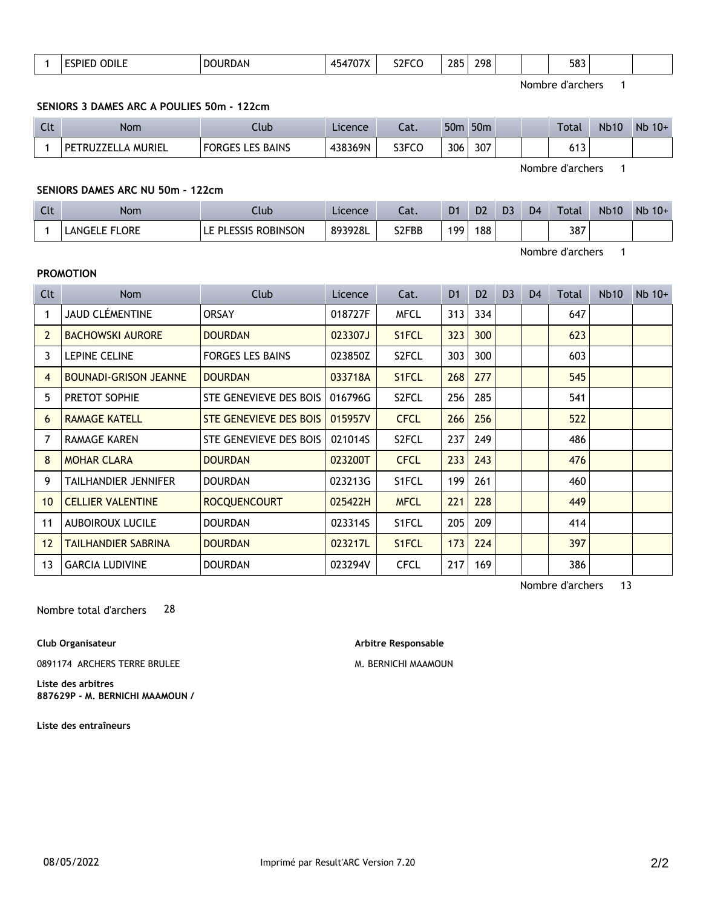| | | | | | | | | | | | | |
|---|---|---|---|---|---|---|---|---|---|---|---|---|
| 1 | ESPIED ODILE | DOURDAN | 454707X | S2FCO | 285 | 298 | | | 583 | | |

Nombre d'archers 1

**SENIORS 3 DAMES ARC A POULIES 50m - 122cm**

| Clt | Nom | Club | Licence | Cat. | 50m | 50m | | | Total | Nb10 | Nb 10+ |
|---|---|---|---|---|---|---|---|---|---|---|---|
| 1 | PETRUZZELLA MURIEL | FORGES LES BAINS | 438369N | S3FCO | 306 | 307 | | | 613 | | |

Nombre d'archers 1

**SENIORS DAMES ARC NU 50m - 122cm**

| Clt | Nom | Club | Licence | Cat. | D1 | D2 | D3 | D4 | Total | Nb10 | Nb 10+ |
|---|---|---|---|---|---|---|---|---|---|---|---|
| 1 | LANGELE FLORE | LE PLESSIS ROBINSON | 893928L | S2FBB | 199 | 188 | | | 387 | | |

Nombre d'archers 1

**PROMOTION**

| Clt | Nom | Club | Licence | Cat. | D1 | D2 | D3 | D4 | Total | Nb10 | Nb 10+ |
|---|---|---|---|---|---|---|---|---|---|---|---|
| 1 | JAUD CLÉMENTINE | ORSAY | 018727F | MFCL | 313 | 334 | | | 647 | | |
| 2 | BACHOWSKI AURORE | DOURDAN | 023307J | S1FCL | 323 | 300 | | | 623 | | |
| 3 | LEPINE CELINE | FORGES LES BAINS | 023850Z | S2FCL | 303 | 300 | | | 603 | | |
| 4 | BOUNADI-GRISON JEANNE | DOURDAN | 033718A | S1FCL | 268 | 277 | | | 545 | | |
| 5 | PRETOT SOPHIE | STE GENEVIEVE DES BOIS | 016796G | S2FCL | 256 | 285 | | | 541 | | |
| 6 | RAMAGE KATELL | STE GENEVIEVE DES BOIS | 015957V | CFCL | 266 | 256 | | | 522 | | |
| 7 | RAMAGE KAREN | STE GENEVIEVE DES BOIS | 021014S | S2FCL | 237 | 249 | | | 486 | | |
| 8 | MOHAR CLARA | DOURDAN | 023200T | CFCL | 233 | 243 | | | 476 | | |
| 9 | TAILHANDIER JENNIFER | DOURDAN | 023213G | S1FCL | 199 | 261 | | | 460 | | |
| 10 | CELLIER VALENTINE | ROCQUENCOURT | 025422H | MFCL | 221 | 228 | | | 449 | | |
| 11 | AUBOIROUX LUCILE | DOURDAN | 023314S | S1FCL | 205 | 209 | | | 414 | | |
| 12 | TAILHANDIER SABRINA | DOURDAN | 023217L | S1FCL | 173 | 224 | | | 397 | | |
| 13 | GARCIA LUDIVINE | DOURDAN | 023294V | CFCL | 217 | 169 | | | 386 | | |

Nombre d'archers 13

Nombre total d'archers 28

**Club Organisateur**

0891174 ARCHERS TERRE BRULEE

**Arbitre Responsable**

M. BERNICHI MAAMOUN

**Liste des arbitres**
**887629P - M. BERNICHI MAAMOUN /**

**Liste des entraîneurs**

08/05/2022 Imprimé par Result'ARC Version 7.20